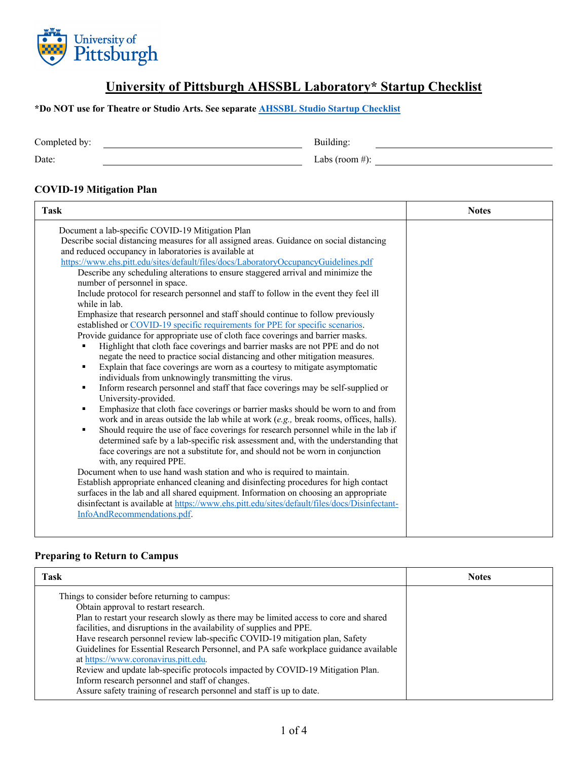# University of Pittsburgh AHSSBL Laboratory* Startup Checklist

**\*Do NOT use for Theatre or Studio Arts. See separate AHSSBL Studio Startup Checklist**

Completed by: ______________________ Building: ______________________

Date: ______________________ Labs (room #): ______________________

### COVID-19 Mitigation Plan

| Task | Notes |
|---|---|
| Document a lab-specific COVID-19 Mitigation Plan<br>Describe social distancing measures for all assigned areas. Guidance on social distancing and reduced occupancy in laboratories is available at https://www.ehs.pitt.edu/sites/default/files/docs/LaboratoryOccupancyGuidelines.pdf<br>Describe any scheduling alterations to ensure staggered arrival and minimize the number of personnel in space.<br>Include protocol for research personnel and staff to follow in the event they feel ill while in lab.<br>Emphasize that research personnel and staff should continue to follow previously established or COVID-19 specific requirements for PPE for specific scenarios.<br>Provide guidance for appropriate use of cloth face coverings and barrier masks.<br>▪ Highlight that cloth face coverings and barrier masks are not PPE and do not negate the need to practice social distancing and other mitigation measures.<br>▪ Explain that face coverings are worn as a courtesy to mitigate asymptomatic individuals from unknowingly transmitting the virus.<br>▪ Inform research personnel and staff that face coverings may be self-supplied or University-provided.<br>▪ Emphasize that cloth face coverings or barrier masks should be worn to and from work and in areas outside the lab while at work (*e.g.,* break rooms, offices, halls).<br>▪ Should require the use of face coverings for research personnel while in the lab if determined safe by a lab-specific risk assessment and, with the understanding that face coverings are not a substitute for, and should not be worn in conjunction with, any required PPE.<br>Document when to use hand wash station and who is required to maintain.<br>Establish appropriate enhanced cleaning and disinfecting procedures for high contact surfaces in the lab and all shared equipment. Information on choosing an appropriate disinfectant is available at https://www.ehs.pitt.edu/sites/default/files/docs/Disinfectant-InfoAndRecommendations.pdf. | |

### Preparing to Return to Campus

| Task | Notes |
|---|---|
| Things to consider before returning to campus:<br>Obtain approval to restart research.<br>Plan to restart your research slowly as there may be limited access to core and shared facilities, and disruptions in the availability of supplies and PPE.<br>Have research personnel review lab-specific COVID-19 mitigation plan, Safety Guidelines for Essential Research Personnel, and PA safe workplace guidance available at https://www.coronavirus.pitt.edu.<br>Review and update lab-specific protocols impacted by COVID-19 Mitigation Plan.<br>Inform research personnel and staff of changes.<br>Assure safety training of research personnel and staff is up to date. | |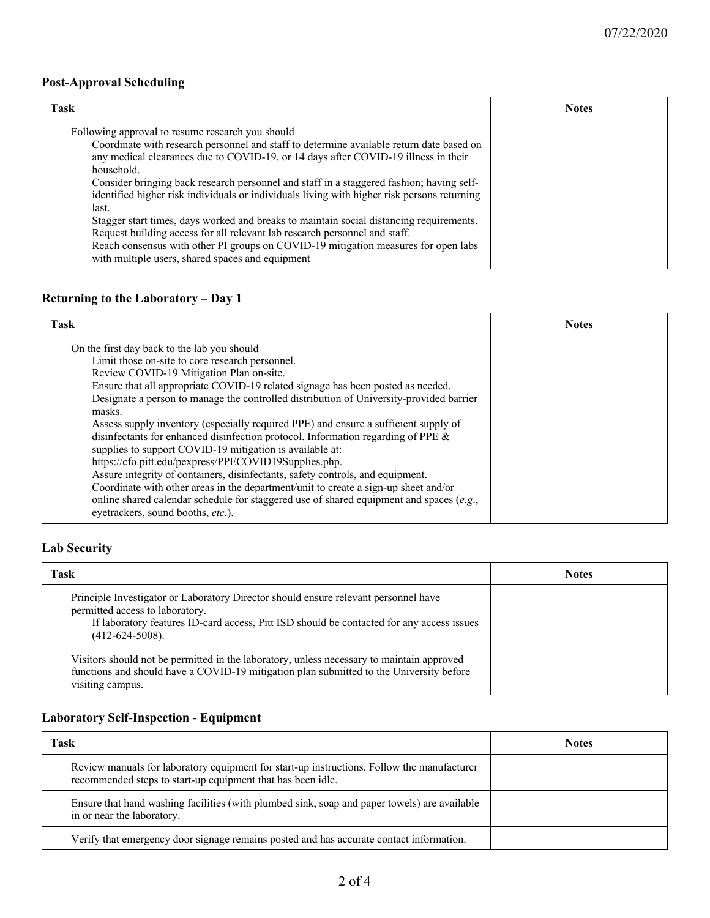### Post-Approval Scheduling

| Task | Notes |
|---|---|
| Following approval to resume research you should<br>Coordinate with research personnel and staff to determine available return date based on any medical clearances due to COVID-19, or 14 days after COVID-19 illness in their household.<br>Consider bringing back research personnel and staff in a staggered fashion; having self-identified higher risk individuals or individuals living with higher risk persons returning last.<br>Stagger start times, days worked and breaks to maintain social distancing requirements.<br>Request building access for all relevant lab research personnel and staff.<br>Reach consensus with other PI groups on COVID-19 mitigation measures for open labs with multiple users, shared spaces and equipment | |

### Returning to the Laboratory – Day 1

| Task | Notes |
|---|---|
| On the first day back to the lab you should<br>Limit those on-site to core research personnel.<br>Review COVID-19 Mitigation Plan on-site.<br>Ensure that all appropriate COVID-19 related signage has been posted as needed.<br>Designate a person to manage the controlled distribution of University-provided barrier masks.<br>Assess supply inventory (especially required PPE) and ensure a sufficient supply of disinfectants for enhanced disinfection protocol. Information regarding of PPE & supplies to support COVID-19 mitigation is available at: https://cfo.pitt.edu/pexpress/PPECOVID19Supplies.php.<br>Assure integrity of containers, disinfectants, safety controls, and equipment.<br>Coordinate with other areas in the department/unit to create a sign-up sheet and/or online shared calendar schedule for staggered use of shared equipment and spaces (*e.g.*, eyetrackers, sound booths, *etc*.). | |

### Lab Security

| Task | Notes |
|---|---|
| Principle Investigator or Laboratory Director should ensure relevant personnel have permitted access to laboratory.<br>If laboratory features ID-card access, Pitt ISD should be contacted for any access issues (412-624-5008). | |
| Visitors should not be permitted in the laboratory, unless necessary to maintain approved functions and should have a COVID-19 mitigation plan submitted to the University before visiting campus. | |

### Laboratory Self-Inspection - Equipment

| Task | Notes |
|---|---|
| Review manuals for laboratory equipment for start-up instructions. Follow the manufacturer recommended steps to start-up equipment that has been idle. | |
| Ensure that hand washing facilities (with plumbed sink, soap and paper towels) are available in or near the laboratory. | |
| Verify that emergency door signage remains posted and has accurate contact information. | |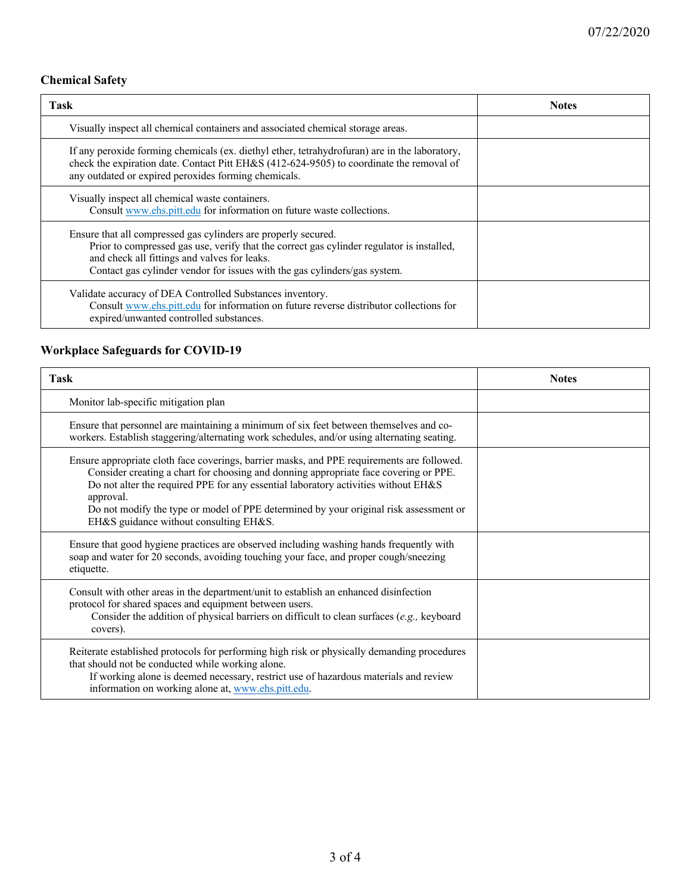## Chemical Safety

| Task | Notes |
|---|---|
| Visually inspect all chemical containers and associated chemical storage areas. | |
| If any peroxide forming chemicals (ex. diethyl ether, tetrahydrofuran) are in the laboratory, check the expiration date. Contact Pitt EH&S (412-624-9505) to coordinate the removal of any outdated or expired peroxides forming chemicals. | |
| Visually inspect all chemical waste containers. Consult www.ehs.pitt.edu for information on future waste collections. | |
| Ensure that all compressed gas cylinders are properly secured. Prior to compressed gas use, verify that the correct gas cylinder regulator is installed, and check all fittings and valves for leaks. Contact gas cylinder vendor for issues with the gas cylinders/gas system. | |
| Validate accuracy of DEA Controlled Substances inventory. Consult www.ehs.pitt.edu for information on future reverse distributor collections for expired/unwanted controlled substances. | |

## Workplace Safeguards for COVID-19

| Task | Notes |
|---|---|
| Monitor lab-specific mitigation plan | |
| Ensure that personnel are maintaining a minimum of six feet between themselves and co-workers. Establish staggering/alternating work schedules, and/or using alternating seating. | |
| Ensure appropriate cloth face coverings, barrier masks, and PPE requirements are followed. Consider creating a chart for choosing and donning appropriate face covering or PPE. Do not alter the required PPE for any essential laboratory activities without EH&S approval. Do not modify the type or model of PPE determined by your original risk assessment or EH&S guidance without consulting EH&S. | |
| Ensure that good hygiene practices are observed including washing hands frequently with soap and water for 20 seconds, avoiding touching your face, and proper cough/sneezing etiquette. | |
| Consult with other areas in the department/unit to establish an enhanced disinfection protocol for shared spaces and equipment between users. Consider the addition of physical barriers on difficult to clean surfaces (*e.g.,* keyboard covers). | |
| Reiterate established protocols for performing high risk or physically demanding procedures that should not be conducted while working alone. If working alone is deemed necessary, restrict use of hazardous materials and review information on working alone at, www.ehs.pitt.edu. | |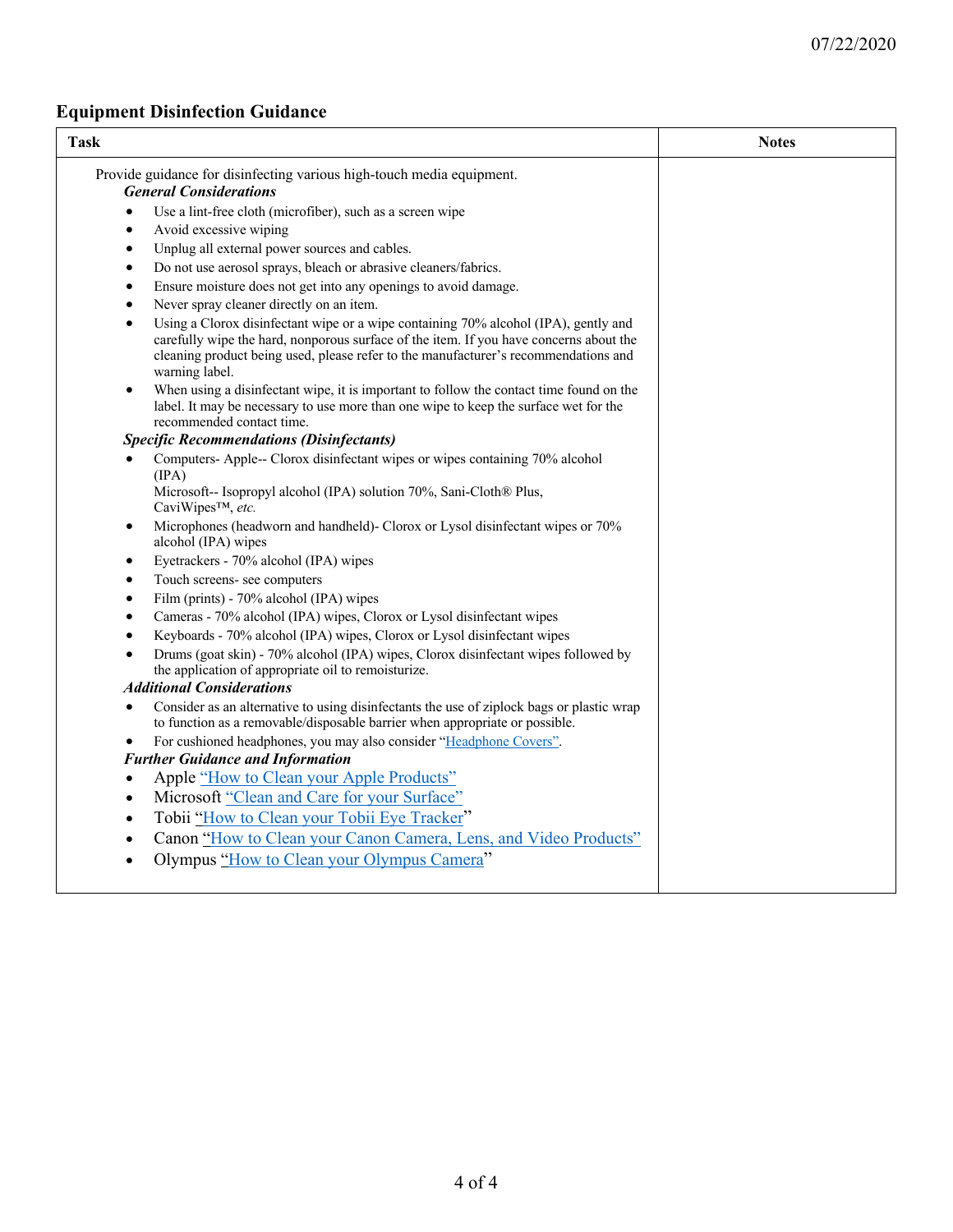## Equipment Disinfection Guidance

| Task | Notes |
| --- | --- |
| Provide guidance for disinfecting various high-touch media equipment.<br>***General Considerations***<br>• Use a lint-free cloth (microfiber), such as a screen wipe<br>• Avoid excessive wiping<br>• Unplug all external power sources and cables.<br>• Do not use aerosol sprays, bleach or abrasive cleaners/fabrics.<br>• Ensure moisture does not get into any openings to avoid damage.<br>• Never spray cleaner directly on an item.<br>• Using a Clorox disinfectant wipe or a wipe containing 70% alcohol (IPA), gently and carefully wipe the hard, nonporous surface of the item. If you have concerns about the cleaning product being used, please refer to the manufacturer's recommendations and warning label.<br>• When using a disinfectant wipe, it is important to follow the contact time found on the label. It may be necessary to use more than one wipe to keep the surface wet for the recommended contact time.<br>***Specific Recommendations (Disinfectants)***<br>• Computers- Apple-- Clorox disinfectant wipes or wipes containing 70% alcohol (IPA)<br>Microsoft-- Isopropyl alcohol (IPA) solution 70%, Sani-Cloth® Plus, CaviWipes™, *etc.*<br>• Microphones (headworn and handheld)- Clorox or Lysol disinfectant wipes or 70% alcohol (IPA) wipes<br>• Eyetrackers - 70% alcohol (IPA) wipes<br>• Touch screens- see computers<br>• Film (prints) - 70% alcohol (IPA) wipes<br>• Cameras - 70% alcohol (IPA) wipes, Clorox or Lysol disinfectant wipes<br>• Keyboards - 70% alcohol (IPA) wipes, Clorox or Lysol disinfectant wipes<br>• Drums (goat skin) - 70% alcohol (IPA) wipes, Clorox disinfectant wipes followed by the application of appropriate oil to remoisturize.<br>***Additional Considerations***<br>• Consider as an alternative to using disinfectants the use of ziplock bags or plastic wrap to function as a removable/disposable barrier when appropriate or possible.<br>• For cushioned headphones, you may also consider "Headphone Covers".<br>***Further Guidance and Information***<br>• Apple "How to Clean your Apple Products"<br>• Microsoft "Clean and Care for your Surface"<br>• Tobii "How to Clean your Tobii Eye Tracker"<br>• Canon "How to Clean your Canon Camera, Lens, and Video Products"<br>• Olympus "How to Clean your Olympus Camera" | |